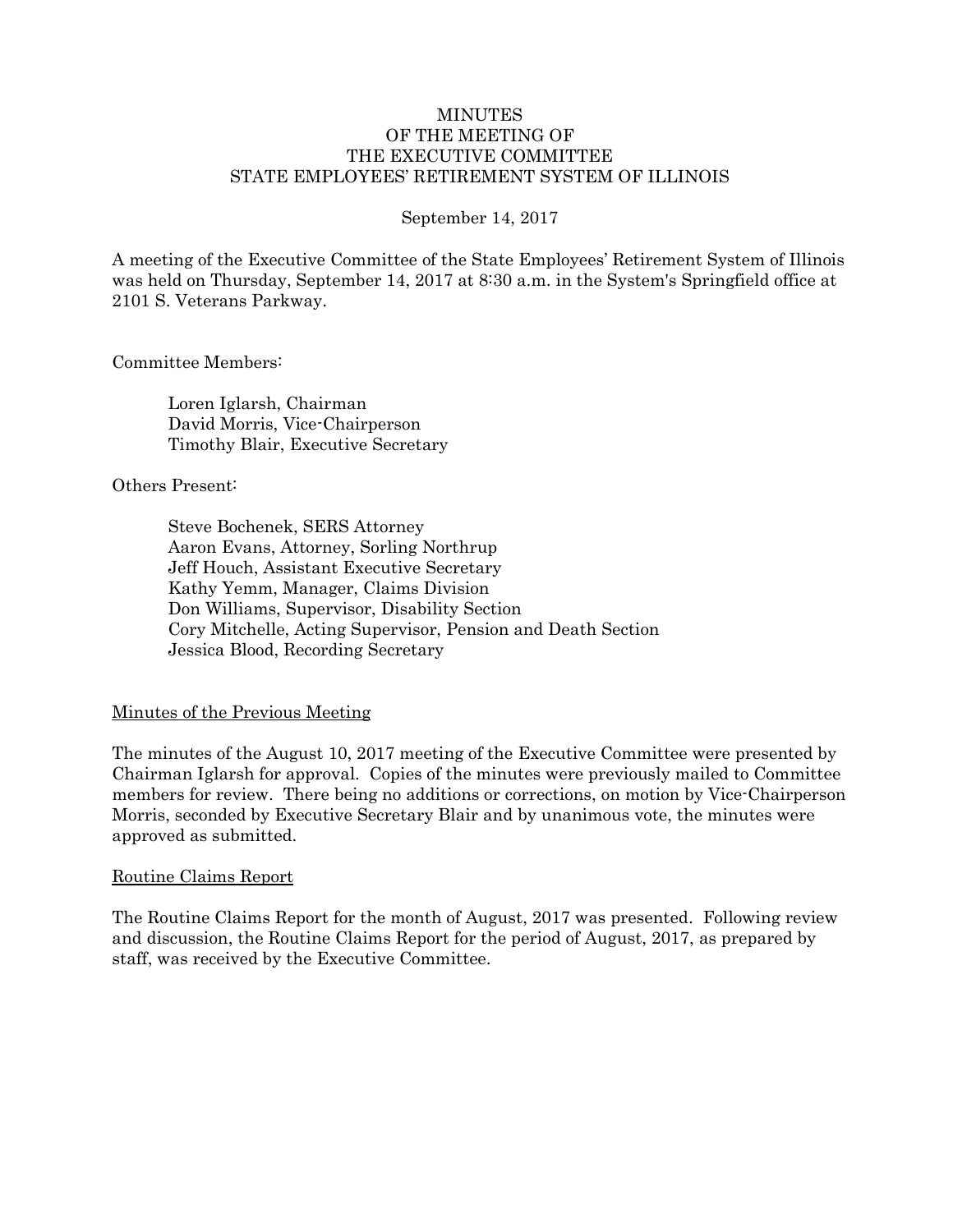# MINUTES
# OF THE MEETING OF
# THE EXECUTIVE COMMITTEE
# STATE EMPLOYEES' RETIREMENT SYSTEM OF ILLINOIS

September 14, 2017

A meeting of the Executive Committee of the State Employees' Retirement System of Illinois was held on Thursday, September 14, 2017 at 8:30 a.m. in the System's Springfield office at 2101 S. Veterans Parkway.

Committee Members:

Loren Iglarsh, Chairman
David Morris, Vice-Chairperson
Timothy Blair, Executive Secretary

Others Present:

Steve Bochenek, SERS Attorney
Aaron Evans, Attorney, Sorling Northrup
Jeff Houch, Assistant Executive Secretary
Kathy Yemm, Manager, Claims Division
Don Williams, Supervisor, Disability Section
Cory Mitchelle, Acting Supervisor, Pension and Death Section
Jessica Blood, Recording Secretary

## Minutes of the Previous Meeting

The minutes of the August 10, 2017 meeting of the Executive Committee were presented by Chairman Iglarsh for approval. Copies of the minutes were previously mailed to Committee members for review. There being no additions or corrections, on motion by Vice-Chairperson Morris, seconded by Executive Secretary Blair and by unanimous vote, the minutes were approved as submitted.

## Routine Claims Report

The Routine Claims Report for the month of August, 2017 was presented. Following review and discussion, the Routine Claims Report for the period of August, 2017, as prepared by staff, was received by the Executive Committee.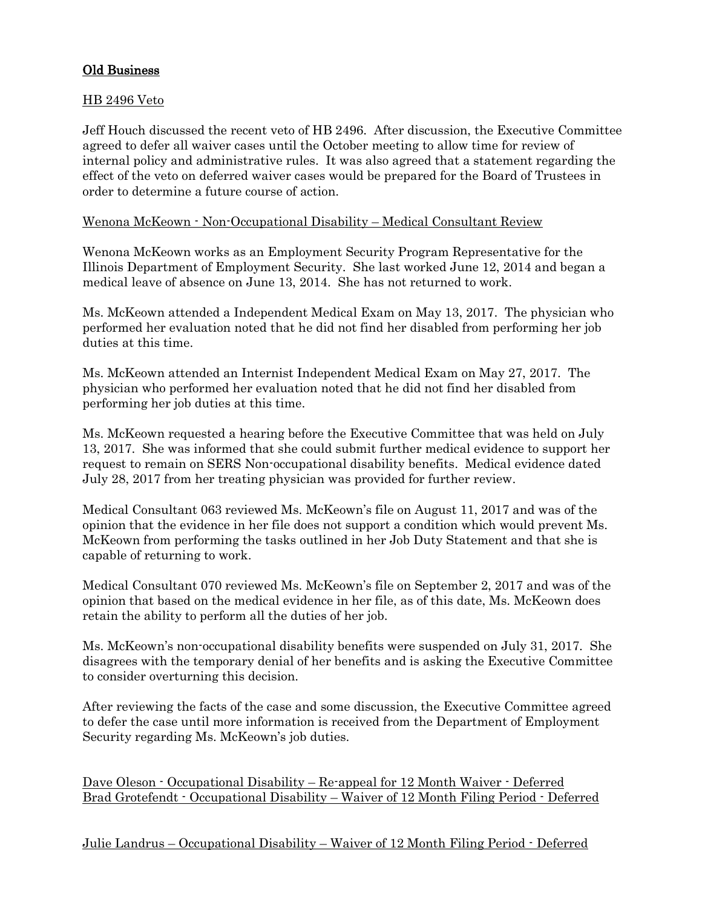## Old Business

### HB 2496 Veto

Jeff Houch discussed the recent veto of HB 2496. After discussion, the Executive Committee agreed to defer all waiver cases until the October meeting to allow time for review of internal policy and administrative rules. It was also agreed that a statement regarding the effect of the veto on deferred waiver cases would be prepared for the Board of Trustees in order to determine a future course of action.

### Wenona McKeown - Non-Occupational Disability – Medical Consultant Review

Wenona McKeown works as an Employment Security Program Representative for the Illinois Department of Employment Security. She last worked June 12, 2014 and began a medical leave of absence on June 13, 2014. She has not returned to work.

Ms. McKeown attended a Independent Medical Exam on May 13, 2017. The physician who performed her evaluation noted that he did not find her disabled from performing her job duties at this time.

Ms. McKeown attended an Internist Independent Medical Exam on May 27, 2017. The physician who performed her evaluation noted that he did not find her disabled from performing her job duties at this time.

Ms. McKeown requested a hearing before the Executive Committee that was held on July 13, 2017. She was informed that she could submit further medical evidence to support her request to remain on SERS Non-occupational disability benefits. Medical evidence dated July 28, 2017 from her treating physician was provided for further review.

Medical Consultant 063 reviewed Ms. McKeown's file on August 11, 2017 and was of the opinion that the evidence in her file does not support a condition which would prevent Ms. McKeown from performing the tasks outlined in her Job Duty Statement and that she is capable of returning to work.

Medical Consultant 070 reviewed Ms. McKeown's file on September 2, 2017 and was of the opinion that based on the medical evidence in her file, as of this date, Ms. McKeown does retain the ability to perform all the duties of her job.

Ms. McKeown's non-occupational disability benefits were suspended on July 31, 2017. She disagrees with the temporary denial of her benefits and is asking the Executive Committee to consider overturning this decision.

After reviewing the facts of the case and some discussion, the Executive Committee agreed to defer the case until more information is received from the Department of Employment Security regarding Ms. McKeown's job duties.

### Dave Oleson - Occupational Disability – Re-appeal for 12 Month Waiver - Deferred

### Brad Grotefendt - Occupational Disability – Waiver of 12 Month Filing Period - Deferred

### Julie Landrus – Occupational Disability – Waiver of 12 Month Filing Period - Deferred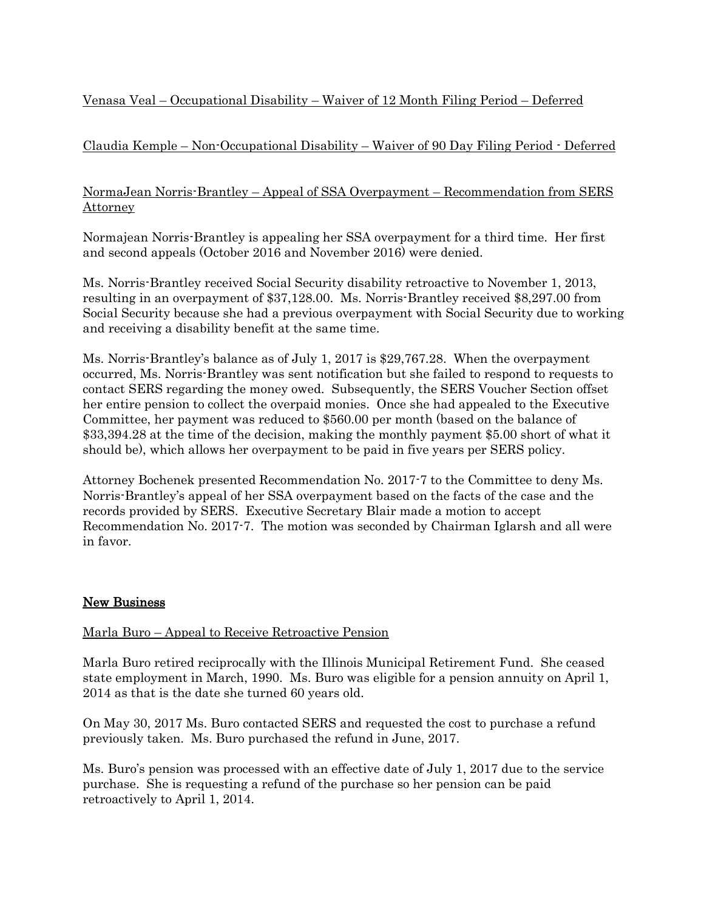Venasa Veal – Occupational Disability – Waiver of 12 Month Filing Period – Deferred

Claudia Kemple – Non-Occupational Disability – Waiver of 90 Day Filing Period - Deferred

NormaJean Norris-Brantley – Appeal of SSA Overpayment – Recommendation from SERS Attorney

Normajean Norris-Brantley is appealing her SSA overpayment for a third time. Her first and second appeals (October 2016 and November 2016) were denied.

Ms. Norris-Brantley received Social Security disability retroactive to November 1, 2013, resulting in an overpayment of $37,128.00. Ms. Norris-Brantley received $8,297.00 from Social Security because she had a previous overpayment with Social Security due to working and receiving a disability benefit at the same time.

Ms. Norris-Brantley's balance as of July 1, 2017 is $29,767.28. When the overpayment occurred, Ms. Norris-Brantley was sent notification but she failed to respond to requests to contact SERS regarding the money owed. Subsequently, the SERS Voucher Section offset her entire pension to collect the overpaid monies. Once she had appealed to the Executive Committee, her payment was reduced to $560.00 per month (based on the balance of $33,394.28 at the time of the decision, making the monthly payment $5.00 short of what it should be), which allows her overpayment to be paid in five years per SERS policy.

Attorney Bochenek presented Recommendation No. 2017-7 to the Committee to deny Ms. Norris-Brantley's appeal of her SSA overpayment based on the facts of the case and the records provided by SERS. Executive Secretary Blair made a motion to accept Recommendation No. 2017-7. The motion was seconded by Chairman Iglarsh and all were in favor.

## New Business

Marla Buro – Appeal to Receive Retroactive Pension

Marla Buro retired reciprocally with the Illinois Municipal Retirement Fund. She ceased state employment in March, 1990. Ms. Buro was eligible for a pension annuity on April 1, 2014 as that is the date she turned 60 years old.

On May 30, 2017 Ms. Buro contacted SERS and requested the cost to purchase a refund previously taken. Ms. Buro purchased the refund in June, 2017.

Ms. Buro's pension was processed with an effective date of July 1, 2017 due to the service purchase. She is requesting a refund of the purchase so her pension can be paid retroactively to April 1, 2014.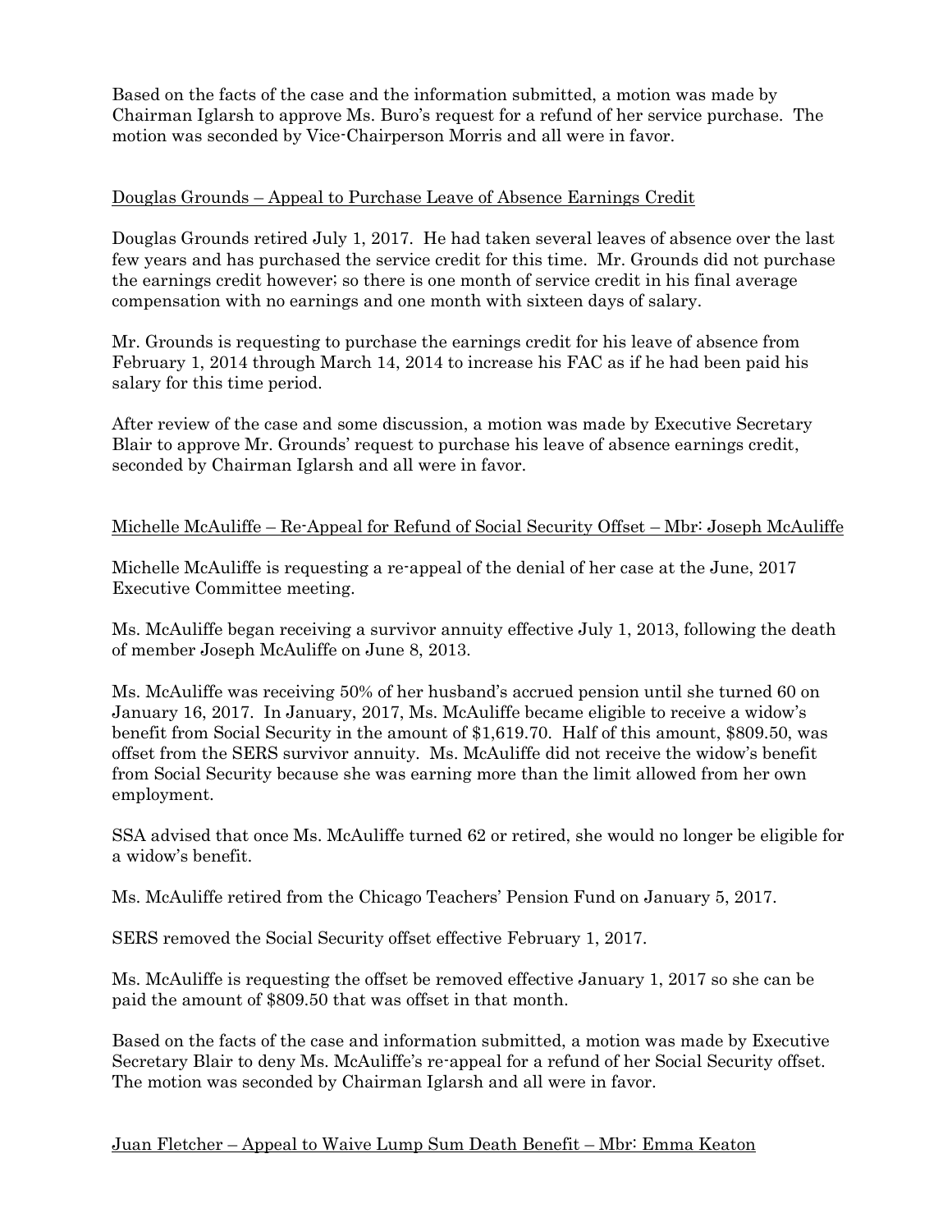Based on the facts of the case and the information submitted, a motion was made by Chairman Iglarsh to approve Ms. Buro's request for a refund of her service purchase. The motion was seconded by Vice-Chairperson Morris and all were in favor.

<u>Douglas Grounds – Appeal to Purchase Leave of Absence Earnings Credit</u>

Douglas Grounds retired July 1, 2017. He had taken several leaves of absence over the last few years and has purchased the service credit for this time. Mr. Grounds did not purchase the earnings credit however; so there is one month of service credit in his final average compensation with no earnings and one month with sixteen days of salary.

Mr. Grounds is requesting to purchase the earnings credit for his leave of absence from February 1, 2014 through March 14, 2014 to increase his FAC as if he had been paid his salary for this time period.

After review of the case and some discussion, a motion was made by Executive Secretary Blair to approve Mr. Grounds' request to purchase his leave of absence earnings credit, seconded by Chairman Iglarsh and all were in favor.

<u>Michelle McAuliffe – Re-Appeal for Refund of Social Security Offset – Mbr: Joseph McAuliffe</u>

Michelle McAuliffe is requesting a re-appeal of the denial of her case at the June, 2017 Executive Committee meeting.

Ms. McAuliffe began receiving a survivor annuity effective July 1, 2013, following the death of member Joseph McAuliffe on June 8, 2013.

Ms. McAuliffe was receiving 50% of her husband's accrued pension until she turned 60 on January 16, 2017. In January, 2017, Ms. McAuliffe became eligible to receive a widow's benefit from Social Security in the amount of $1,619.70. Half of this amount, $809.50, was offset from the SERS survivor annuity. Ms. McAuliffe did not receive the widow's benefit from Social Security because she was earning more than the limit allowed from her own employment.

SSA advised that once Ms. McAuliffe turned 62 or retired, she would no longer be eligible for a widow's benefit.

Ms. McAuliffe retired from the Chicago Teachers' Pension Fund on January 5, 2017.

SERS removed the Social Security offset effective February 1, 2017.

Ms. McAuliffe is requesting the offset be removed effective January 1, 2017 so she can be paid the amount of $809.50 that was offset in that month.

Based on the facts of the case and information submitted, a motion was made by Executive Secretary Blair to deny Ms. McAuliffe's re-appeal for a refund of her Social Security offset. The motion was seconded by Chairman Iglarsh and all were in favor.

<u>Juan Fletcher – Appeal to Waive Lump Sum Death Benefit – Mbr: Emma Keaton</u>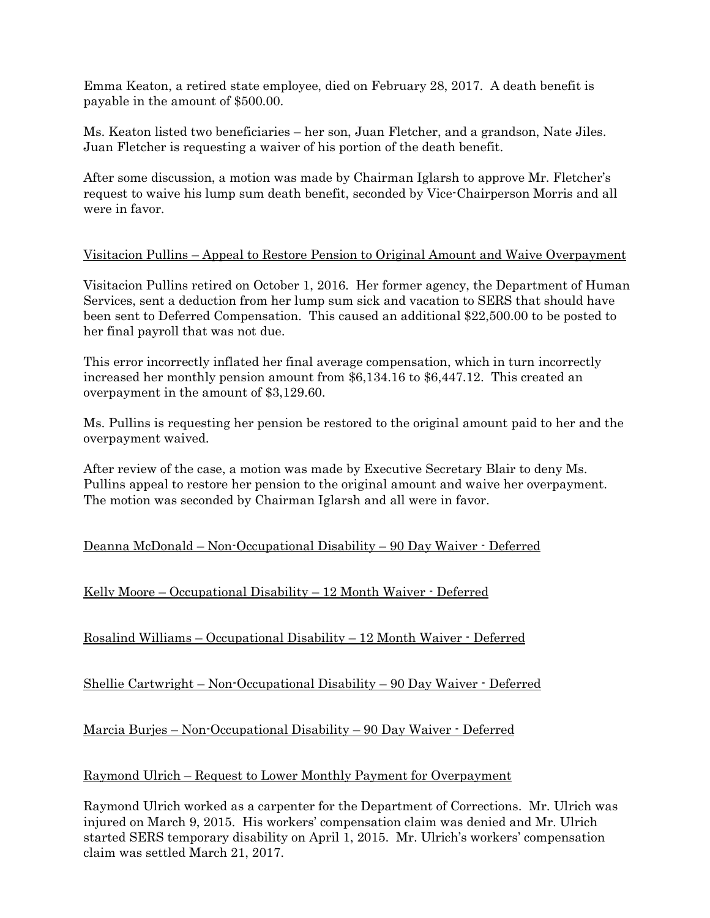Emma Keaton, a retired state employee, died on February 28, 2017. A death benefit is payable in the amount of $500.00.

Ms. Keaton listed two beneficiaries – her son, Juan Fletcher, and a grandson, Nate Jiles. Juan Fletcher is requesting a waiver of his portion of the death benefit.

After some discussion, a motion was made by Chairman Iglarsh to approve Mr. Fletcher's request to waive his lump sum death benefit, seconded by Vice-Chairperson Morris and all were in favor.

<u>Visitacion Pullins – Appeal to Restore Pension to Original Amount and Waive Overpayment</u>

Visitacion Pullins retired on October 1, 2016. Her former agency, the Department of Human Services, sent a deduction from her lump sum sick and vacation to SERS that should have been sent to Deferred Compensation. This caused an additional $22,500.00 to be posted to her final payroll that was not due.

This error incorrectly inflated her final average compensation, which in turn incorrectly increased her monthly pension amount from $6,134.16 to $6,447.12. This created an overpayment in the amount of $3,129.60.

Ms. Pullins is requesting her pension be restored to the original amount paid to her and the overpayment waived.

After review of the case, a motion was made by Executive Secretary Blair to deny Ms. Pullins appeal to restore her pension to the original amount and waive her overpayment. The motion was seconded by Chairman Iglarsh and all were in favor.

<u>Deanna McDonald – Non-Occupational Disability – 90 Day Waiver - Deferred</u>

<u>Kelly Moore – Occupational Disability – 12 Month Waiver - Deferred</u>

<u>Rosalind Williams – Occupational Disability – 12 Month Waiver - Deferred</u>

<u>Shellie Cartwright – Non-Occupational Disability – 90 Day Waiver - Deferred</u>

<u>Marcia Burjes – Non-Occupational Disability – 90 Day Waiver - Deferred</u>

<u>Raymond Ulrich – Request to Lower Monthly Payment for Overpayment</u>

Raymond Ulrich worked as a carpenter for the Department of Corrections. Mr. Ulrich was injured on March 9, 2015. His workers' compensation claim was denied and Mr. Ulrich started SERS temporary disability on April 1, 2015. Mr. Ulrich's workers' compensation claim was settled March 21, 2017.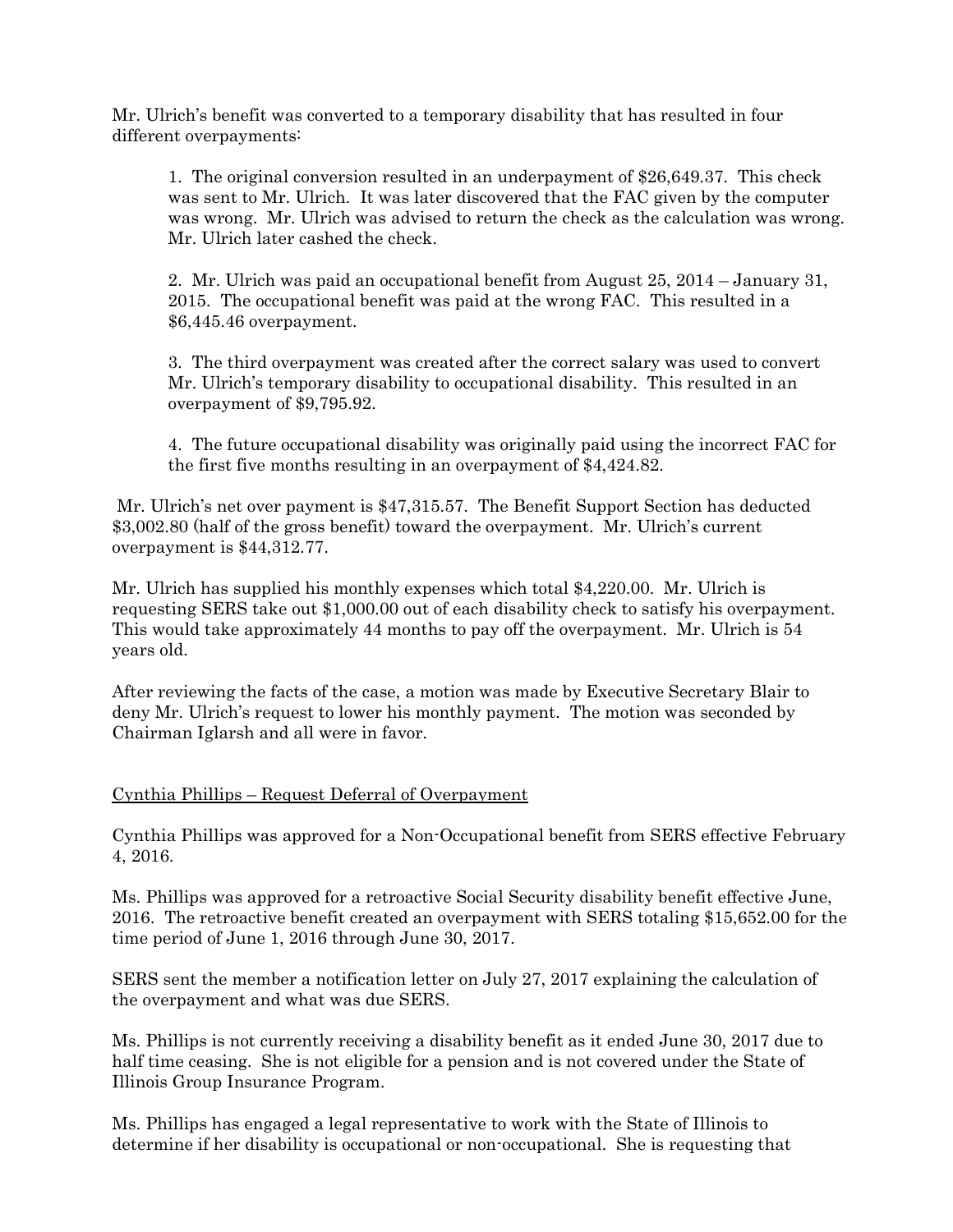Mr. Ulrich's benefit was converted to a temporary disability that has resulted in four different overpayments:

1. The original conversion resulted in an underpayment of $26,649.37. This check was sent to Mr. Ulrich. It was later discovered that the FAC given by the computer was wrong. Mr. Ulrich was advised to return the check as the calculation was wrong. Mr. Ulrich later cashed the check.

2. Mr. Ulrich was paid an occupational benefit from August 25, 2014 – January 31, 2015. The occupational benefit was paid at the wrong FAC. This resulted in a $6,445.46 overpayment.

3. The third overpayment was created after the correct salary was used to convert Mr. Ulrich's temporary disability to occupational disability. This resulted in an overpayment of $9,795.92.

4. The future occupational disability was originally paid using the incorrect FAC for the first five months resulting in an overpayment of $4,424.82.

Mr. Ulrich's net over payment is $47,315.57. The Benefit Support Section has deducted $3,002.80 (half of the gross benefit) toward the overpayment. Mr. Ulrich's current overpayment is $44,312.77.

Mr. Ulrich has supplied his monthly expenses which total $4,220.00. Mr. Ulrich is requesting SERS take out $1,000.00 out of each disability check to satisfy his overpayment. This would take approximately 44 months to pay off the overpayment. Mr. Ulrich is 54 years old.

After reviewing the facts of the case, a motion was made by Executive Secretary Blair to deny Mr. Ulrich's request to lower his monthly payment. The motion was seconded by Chairman Iglarsh and all were in favor.

<u>Cynthia Phillips – Request Deferral of Overpayment</u>

Cynthia Phillips was approved for a Non-Occupational benefit from SERS effective February 4, 2016.

Ms. Phillips was approved for a retroactive Social Security disability benefit effective June, 2016. The retroactive benefit created an overpayment with SERS totaling $15,652.00 for the time period of June 1, 2016 through June 30, 2017.

SERS sent the member a notification letter on July 27, 2017 explaining the calculation of the overpayment and what was due SERS.

Ms. Phillips is not currently receiving a disability benefit as it ended June 30, 2017 due to half time ceasing. She is not eligible for a pension and is not covered under the State of Illinois Group Insurance Program.

Ms. Phillips has engaged a legal representative to work with the State of Illinois to determine if her disability is occupational or non-occupational. She is requesting that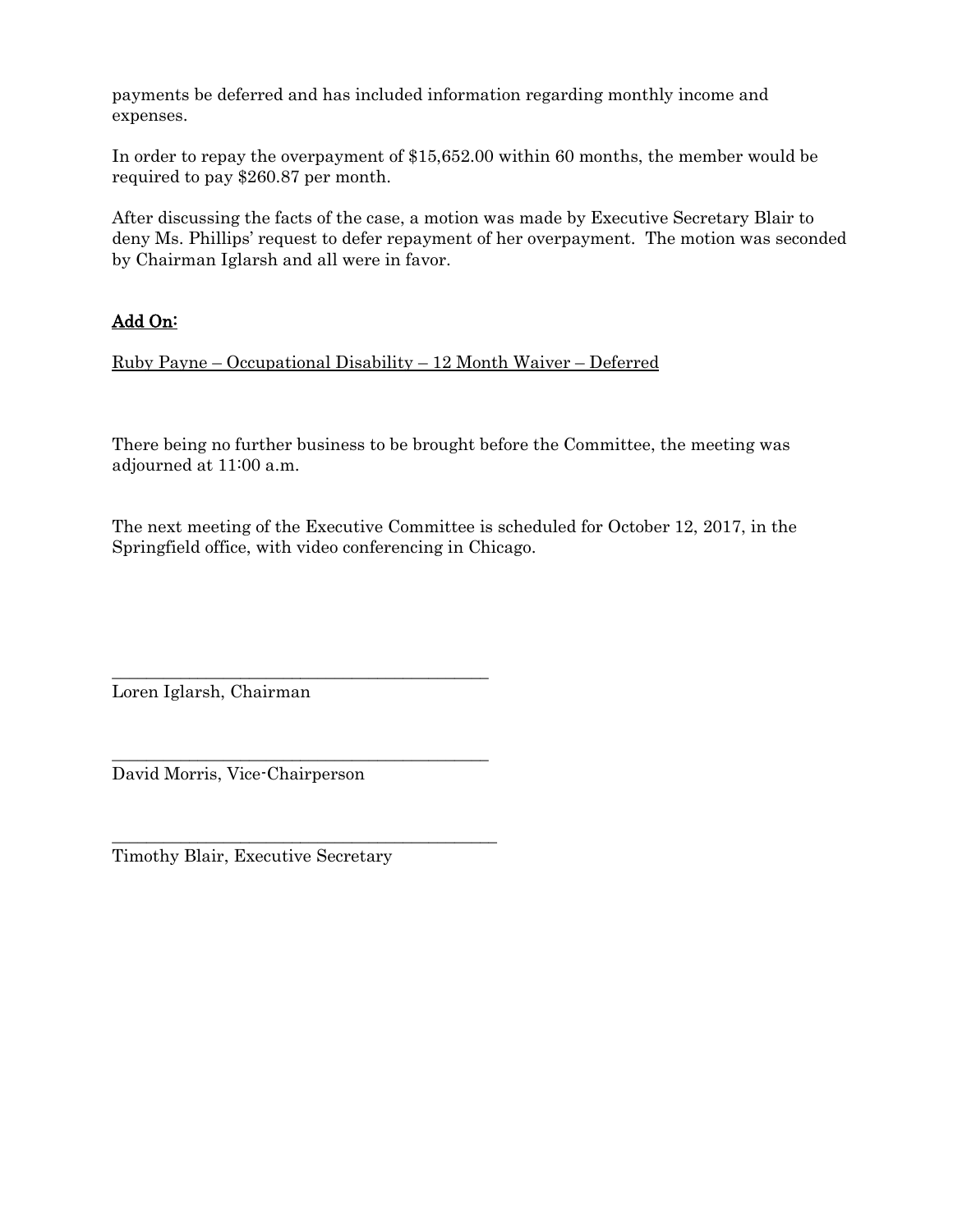payments be deferred and has included information regarding monthly income and expenses.

In order to repay the overpayment of $15,652.00 within 60 months, the member would be required to pay $260.87 per month.

After discussing the facts of the case, a motion was made by Executive Secretary Blair to deny Ms. Phillips' request to defer repayment of her overpayment. The motion was seconded by Chairman Iglarsh and all were in favor.

## Add On:

Ruby Payne – Occupational Disability – 12 Month Waiver – Deferred

There being no further business to be brought before the Committee, the meeting was adjourned at 11:00 a.m.

The next meeting of the Executive Committee is scheduled for October 12, 2017, in the Springfield office, with video conferencing in Chicago.

\_\_\_\_\_\_\_\_\_\_\_\_\_\_\_\_\_\_\_\_\_\_\_\_\_\_\_\_\_\_\_\_\_\_\_\_\_\_\_\_\_\_\_\_
Loren Iglarsh, Chairman

\_\_\_\_\_\_\_\_\_\_\_\_\_\_\_\_\_\_\_\_\_\_\_\_\_\_\_\_\_\_\_\_\_\_\_\_\_\_\_\_\_\_\_\_
David Morris, Vice-Chairperson

\_\_\_\_\_\_\_\_\_\_\_\_\_\_\_\_\_\_\_\_\_\_\_\_\_\_\_\_\_\_\_\_\_\_\_\_\_\_\_\_\_\_\_\_
Timothy Blair, Executive Secretary